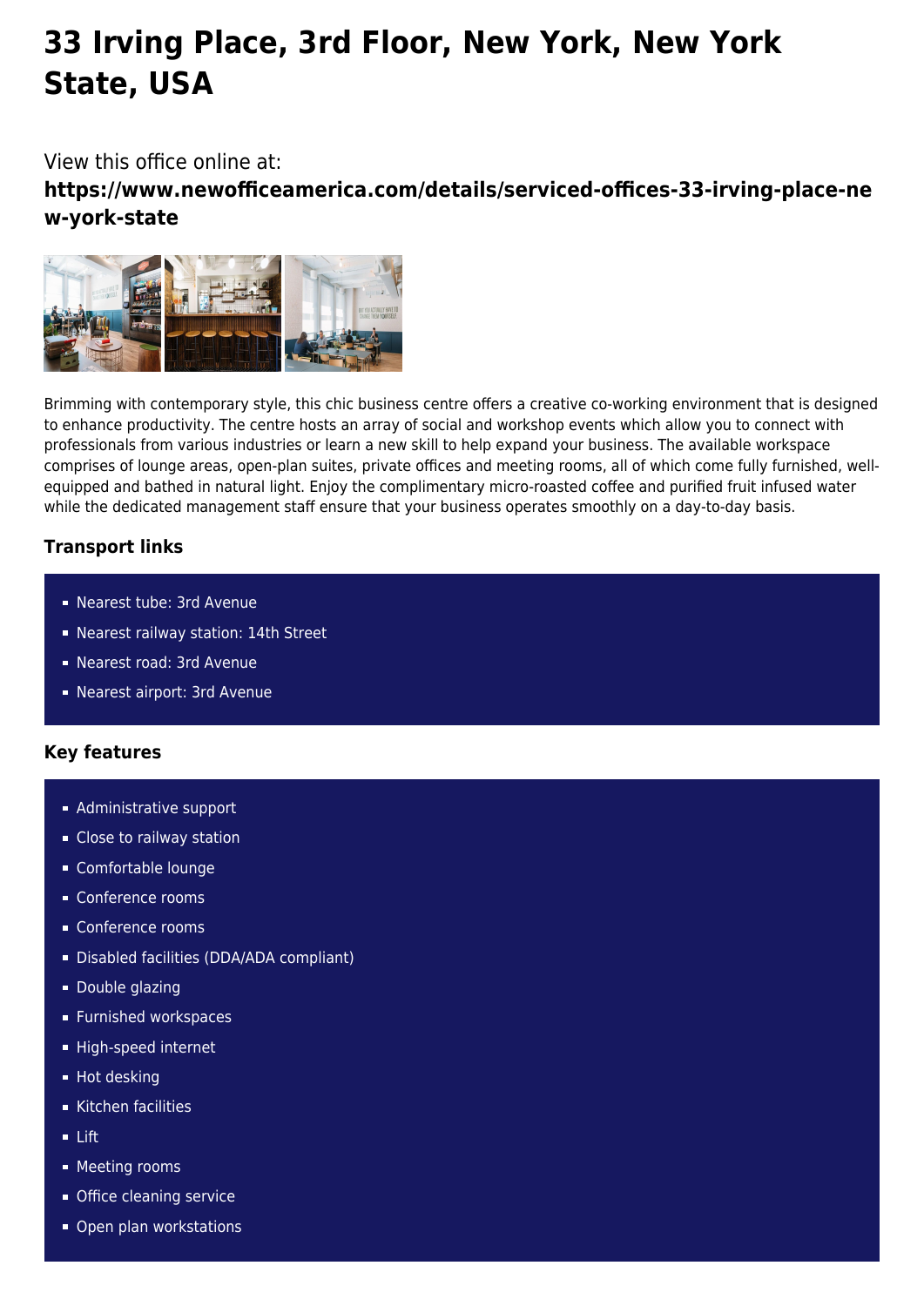# 33 Irving Place, 3rd Floor, New York, New York State, USA

View this office online at:

**https://www.newofficeamerica.com/details/serviced-offices-33-irving-place-new-york-state**

Brimming with contemporary style, this chic business centre offers a creative co-working environment that is designed to enhance productivity. The centre hosts an array of social and workshop events which allow you to connect with professionals from various industries or learn a new skill to help expand your business. The available workspace comprises of lounge areas, open-plan suites, private offices and meeting rooms, all of which come fully furnished, well-equipped and bathed in natural light. Enjoy the complimentary micro-roasted coffee and purified fruit infused water while the dedicated management staff ensure that your business operates smoothly on a day-to-day basis.

### Transport links

- Nearest tube: 3rd Avenue
- Nearest railway station: 14th Street
- Nearest road: 3rd Avenue
- Nearest airport: 3rd Avenue

### Key features

- Administrative support
- Close to railway station
- Comfortable lounge
- Conference rooms
- Conference rooms
- Disabled facilities (DDA/ADA compliant)
- Double glazing
- Furnished workspaces
- High-speed internet
- Hot desking
- Kitchen facilities
- Lift
- Meeting rooms
- Office cleaning service
- Open plan workstations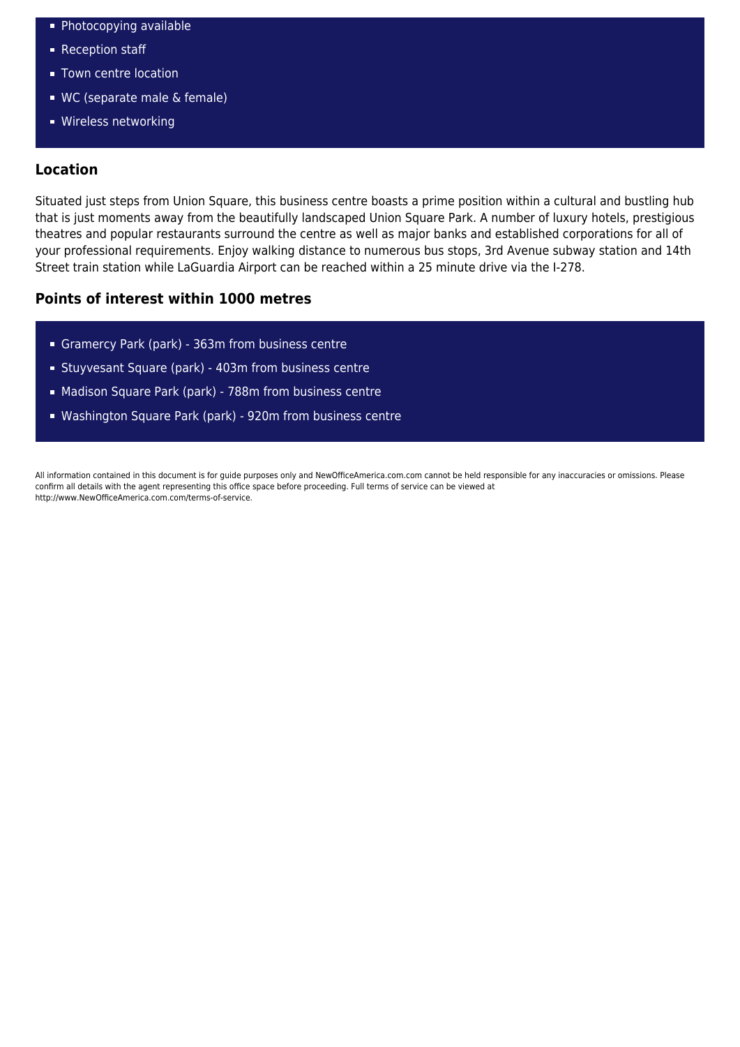- Photocopying available
- Reception staff
- Town centre location
- WC (separate male & female)
- Wireless networking

## Location

Situated just steps from Union Square, this business centre boasts a prime position within a cultural and bustling hub that is just moments away from the beautifully landscaped Union Square Park. A number of luxury hotels, prestigious theatres and popular restaurants surround the centre as well as major banks and established corporations for all of your professional requirements. Enjoy walking distance to numerous bus stops, 3rd Avenue subway station and 14th Street train station while LaGuardia Airport can be reached within a 25 minute drive via the I-278.

## Points of interest within 1000 metres

- Gramercy Park (park) - 363m from business centre
- Stuyvesant Square (park) - 403m from business centre
- Madison Square Park (park) - 788m from business centre
- Washington Square Park (park) - 920m from business centre

All information contained in this document is for guide purposes only and NewOfficeAmerica.com.com cannot be held responsible for any inaccuracies or omissions. Please confirm all details with the agent representing this office space before proceeding. Full terms of service can be viewed at http://www.NewOfficeAmerica.com.com/terms-of-service.